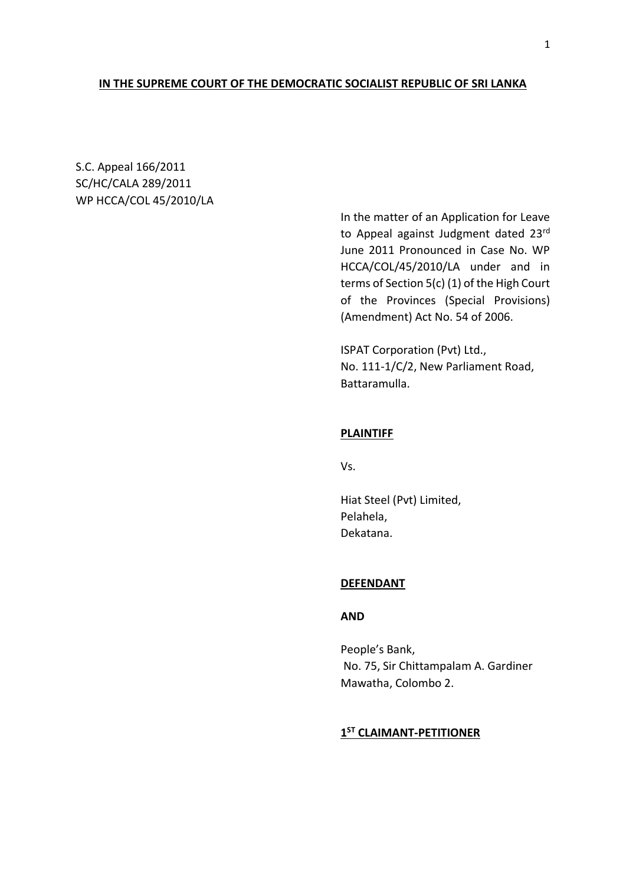**IN THE SUPREME COURT OF THE DEMOCRATIC SOCIALIST REPUBLIC OF SRI LANKA**

S.C. Appeal 166/2011
SC/HC/CALA 289/2011
WP HCCA/COL 45/2010/LA

In the matter of an Application for Leave to Appeal against Judgment dated 23rd June 2011 Pronounced in Case No. WP HCCA/COL/45/2010/LA under and in terms of Section 5(c) (1) of the High Court of the Provinces (Special Provisions) (Amendment) Act No. 54 of 2006.

ISPAT Corporation (Pvt) Ltd.,
No. 111-1/C/2, New Parliament Road,
Battaramulla.

**PLAINTIFF**

Vs.

Hiat Steel (Pvt) Limited,
Pelahela,
Dekatana.

**DEFENDANT**

**AND**

People's Bank,
No. 75, Sir Chittampalam A. Gardiner Mawatha, Colombo 2.

**1ST CLAIMANT-PETITIONER**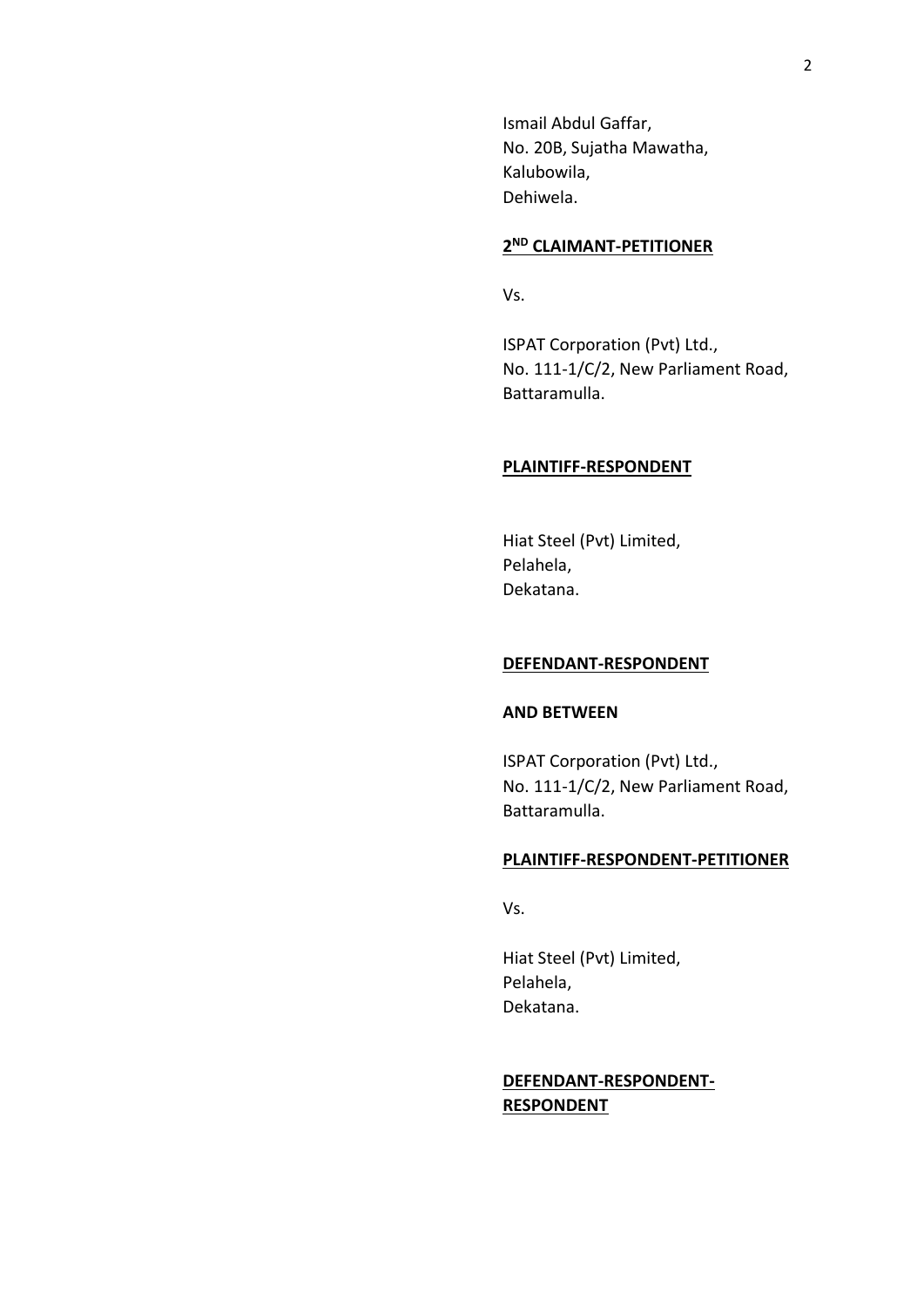Ismail Abdul Gaffar,
No. 20B, Sujatha Mawatha,
Kalubowila,
Dehiwela.

**2ND CLAIMANT-PETITIONER**

Vs.

ISPAT Corporation (Pvt) Ltd.,
No. 111-1/C/2, New Parliament Road,
Battaramulla.

**PLAINTIFF-RESPONDENT**

Hiat Steel (Pvt) Limited,
Pelahela,
Dekatana.

**DEFENDANT-RESPONDENT**

**AND BETWEEN**

ISPAT Corporation (Pvt) Ltd.,
No. 111-1/C/2, New Parliament Road,
Battaramulla.

**PLAINTIFF-RESPONDENT-PETITIONER**

Vs.

Hiat Steel (Pvt) Limited,
Pelahela,
Dekatana.

**DEFENDANT-RESPONDENT-RESPONDENT**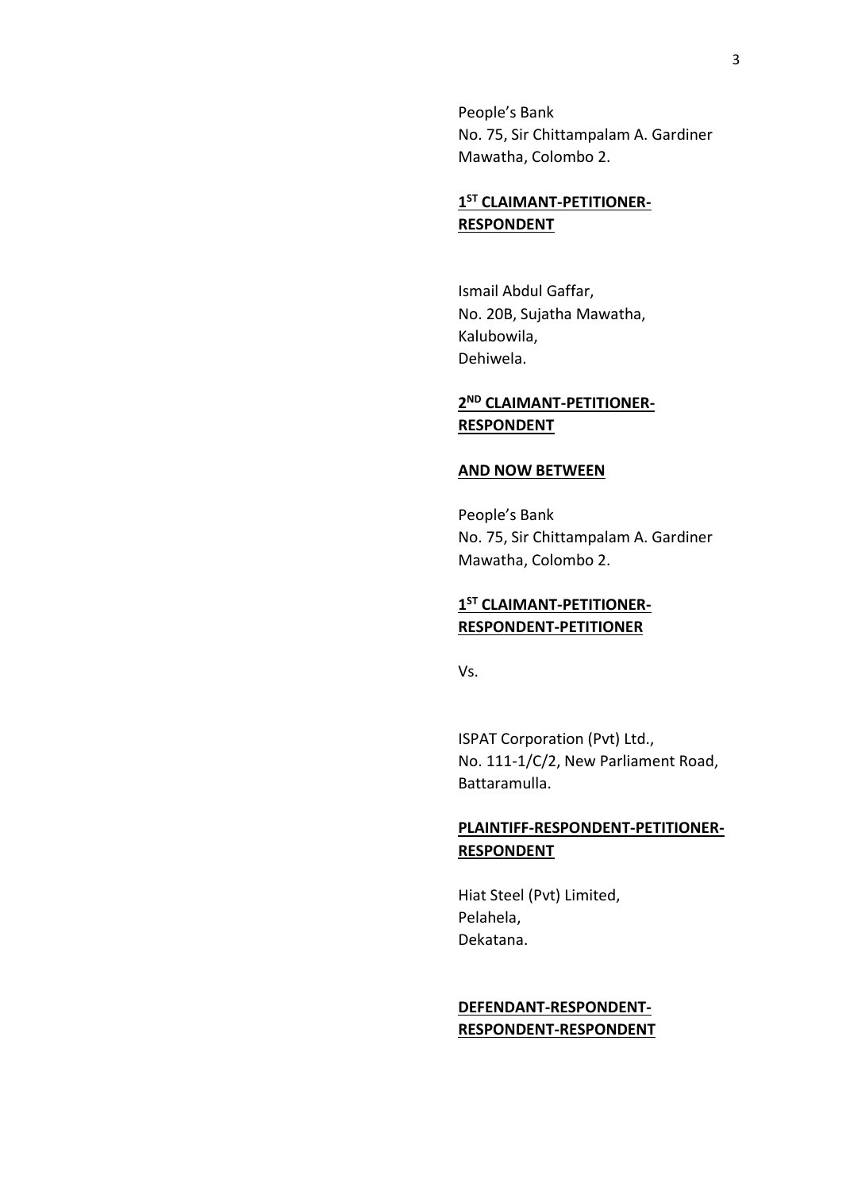People's Bank
No. 75, Sir Chittampalam A. Gardiner Mawatha, Colombo 2.

**1ST CLAIMANT-PETITIONER-RESPONDENT**

Ismail Abdul Gaffar,
No. 20B, Sujatha Mawatha,
Kalubowila,
Dehiwela.

**2ND CLAIMANT-PETITIONER-RESPONDENT**

**AND NOW BETWEEN**

People's Bank
No. 75, Sir Chittampalam A. Gardiner Mawatha, Colombo 2.

**1ST CLAIMANT-PETITIONER-RESPONDENT-PETITIONER**

Vs.

ISPAT Corporation (Pvt) Ltd.,
No. 111-1/C/2, New Parliament Road,
Battaramulla.

**PLAINTIFF-RESPONDENT-PETITIONER-RESPONDENT**

Hiat Steel (Pvt) Limited,
Pelahela,
Dekatana.

**DEFENDANT-RESPONDENT-RESPONDENT-RESPONDENT**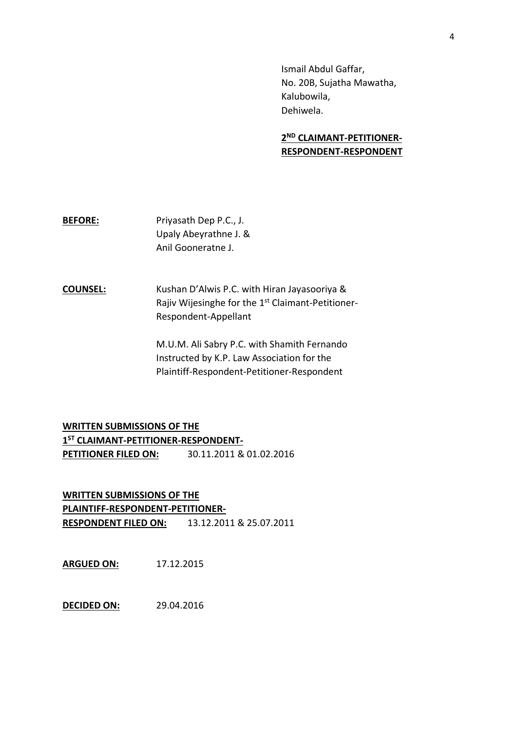Ismail Abdul Gaffar,
No. 20B, Sujatha Mawatha,
Kalubowila,
Dehiwela.

**2[ND] CLAIMANT-PETITIONER-RESPONDENT-RESPONDENT**

**BEFORE:** Priyasath Dep P.C., J.
Upaly Abeyrathne J. &
Anil Gooneratne J.

**COUNSEL:** Kushan D'Alwis P.C. with Hiran Jayasooriya & Rajiv Wijesinghe for the 1[st] Claimant-Petitioner-Respondent-Appellant

M.U.M. Ali Sabry P.C. with Shamith Fernando Instructed by K.P. Law Association for the Plaintiff-Respondent-Petitioner-Respondent

**WRITTEN SUBMISSIONS OF THE 1[ST] CLAIMANT-PETITIONER-RESPONDENT-PETITIONER FILED ON:** 30.11.2011 & 01.02.2016

**WRITTEN SUBMISSIONS OF THE PLAINTIFF-RESPONDENT-PETITIONER-RESPONDENT FILED ON:** 13.12.2011 & 25.07.2011

**ARGUED ON:** 17.12.2015

**DECIDED ON:** 29.04.2016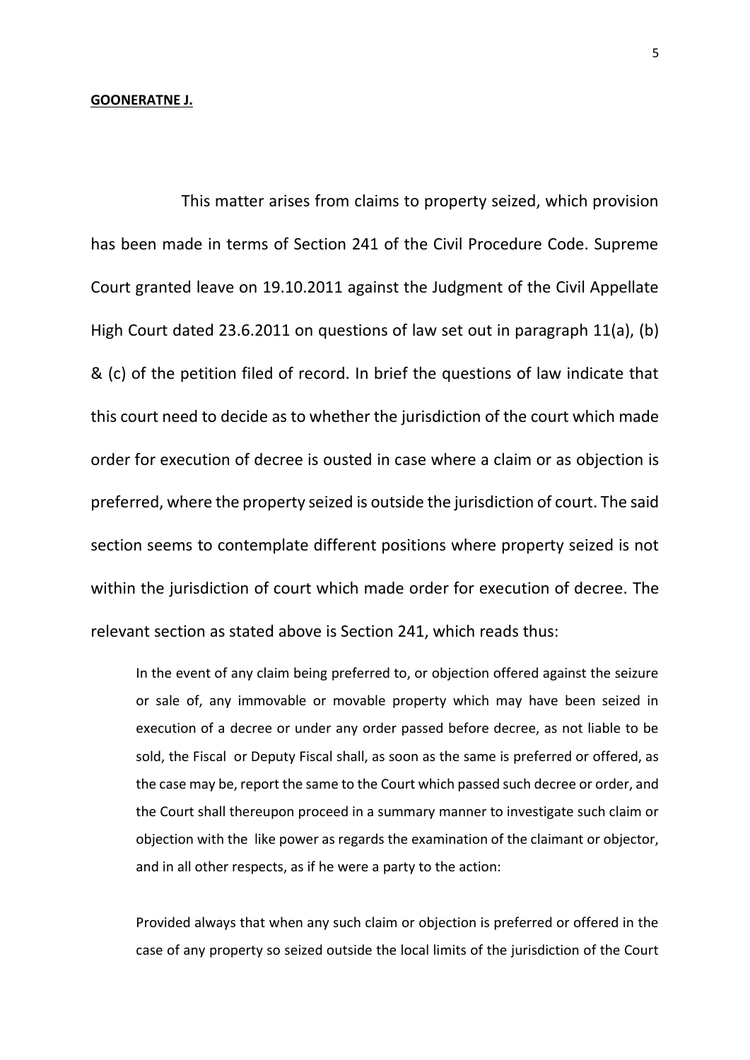**GOONERATNE J.**

This matter arises from claims to property seized, which provision has been made in terms of Section 241 of the Civil Procedure Code. Supreme Court granted leave on 19.10.2011 against the Judgment of the Civil Appellate High Court dated 23.6.2011 on questions of law set out in paragraph 11(a), (b) & (c) of the petition filed of record. In brief the questions of law indicate that this court need to decide as to whether the jurisdiction of the court which made order for execution of decree is ousted in case where a claim or as objection is preferred, where the property seized is outside the jurisdiction of court. The said section seems to contemplate different positions where property seized is not within the jurisdiction of court which made order for execution of decree. The relevant section as stated above is Section 241, which reads thus:

> In the event of any claim being preferred to, or objection offered against the seizure or sale of, any immovable or movable property which may have been seized in execution of a decree or under any order passed before decree, as not liable to be sold, the Fiscal or Deputy Fiscal shall, as soon as the same is preferred or offered, as the case may be, report the same to the Court which passed such decree or order, and the Court shall thereupon proceed in a summary manner to investigate such claim or objection with the like power as regards the examination of the claimant or objector, and in all other respects, as if he were a party to the action:
>
> Provided always that when any such claim or objection is preferred or offered in the case of any property so seized outside the local limits of the jurisdiction of the Court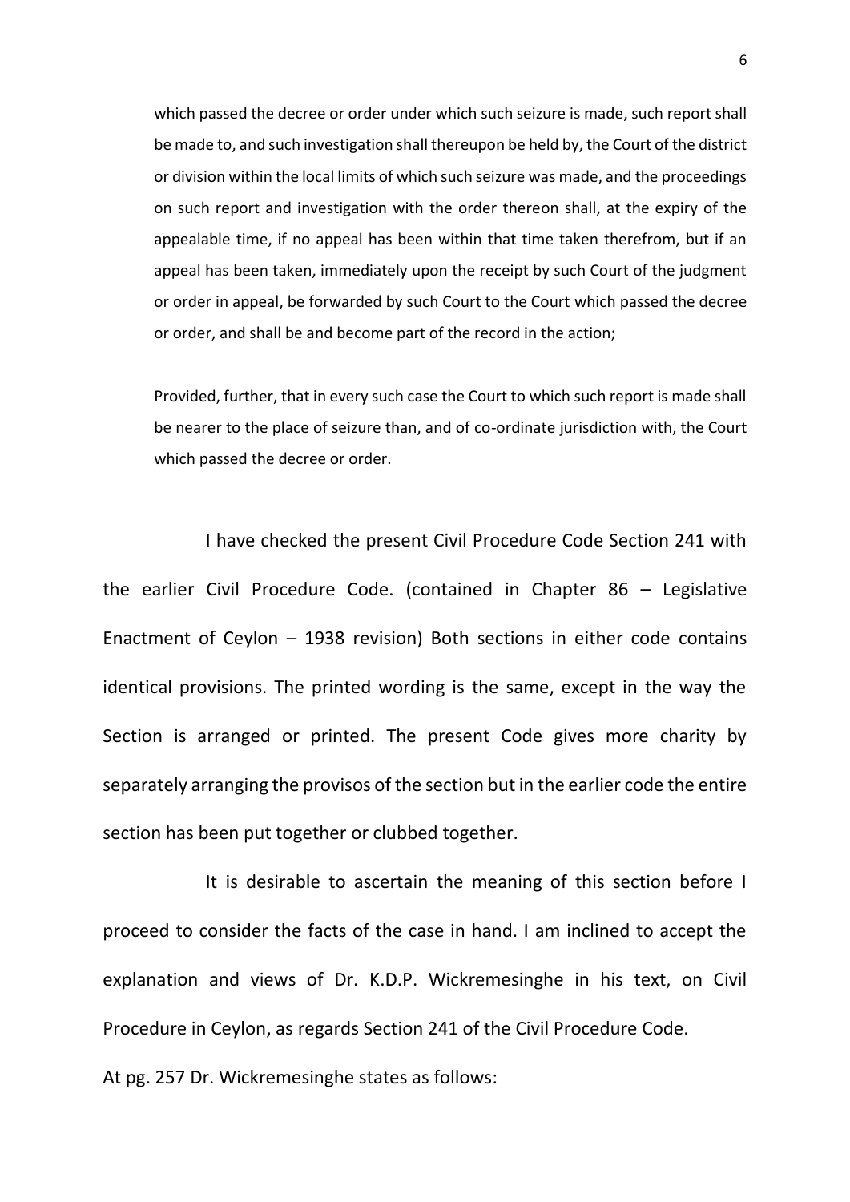> which passed the decree or order under which such seizure is made, such report shall be made to, and such investigation shall thereupon be held by, the Court of the district or division within the local limits of which such seizure was made, and the proceedings on such report and investigation with the order thereon shall, at the expiry of the appealable time, if no appeal has been within that time taken therefrom, but if an appeal has been taken, immediately upon the receipt by such Court of the judgment or order in appeal, be forwarded by such Court to the Court which passed the decree or order, and shall be and become part of the record in the action;
>
> Provided, further, that in every such case the Court to which such report is made shall be nearer to the place of seizure than, and of co-ordinate jurisdiction with, the Court which passed the decree or order.

I have checked the present Civil Procedure Code Section 241 with the earlier Civil Procedure Code. (contained in Chapter 86 – Legislative Enactment of Ceylon – 1938 revision) Both sections in either code contains identical provisions. The printed wording is the same, except in the way the Section is arranged or printed. The present Code gives more charity by separately arranging the provisos of the section but in the earlier code the entire section has been put together or clubbed together.

It is desirable to ascertain the meaning of this section before I proceed to consider the facts of the case in hand. I am inclined to accept the explanation and views of Dr. K.D.P. Wickremesinghe in his text, on Civil Procedure in Ceylon, as regards Section 241 of the Civil Procedure Code.

At pg. 257 Dr. Wickremesinghe states as follows: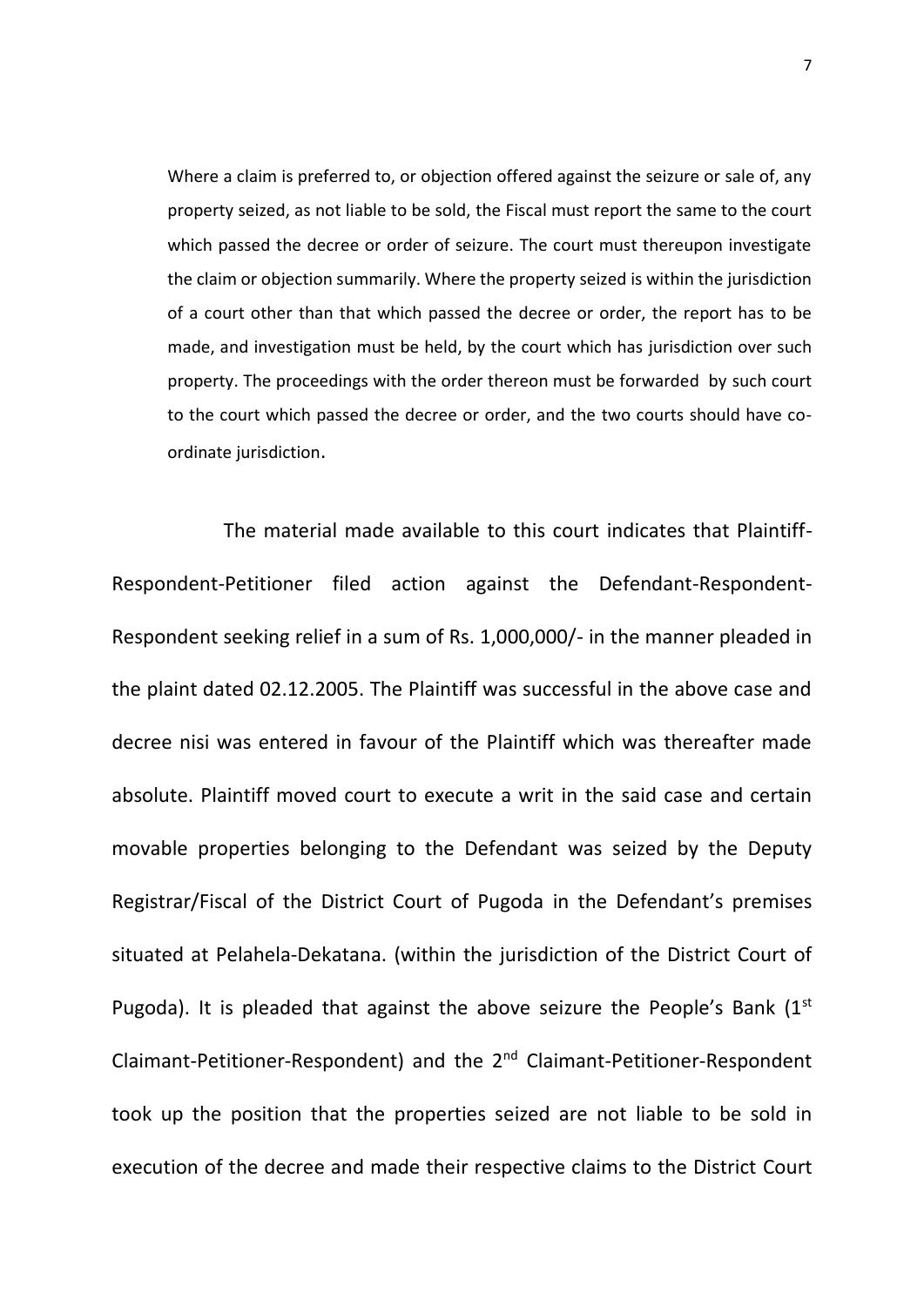> Where a claim is preferred to, or objection offered against the seizure or sale of, any property seized, as not liable to be sold, the Fiscal must report the same to the court which passed the decree or order of seizure. The court must thereupon investigate the claim or objection summarily. Where the property seized is within the jurisdiction of a court other than that which passed the decree or order, the report has to be made, and investigation must be held, by the court which has jurisdiction over such property. The proceedings with the order thereon must be forwarded by such court to the court which passed the decree or order, and the two courts should have co-ordinate jurisdiction.

The material made available to this court indicates that Plaintiff-Respondent-Petitioner filed action against the Defendant-Respondent-Respondent seeking relief in a sum of Rs. 1,000,000/- in the manner pleaded in the plaint dated 02.12.2005. The Plaintiff was successful in the above case and decree nisi was entered in favour of the Plaintiff which was thereafter made absolute. Plaintiff moved court to execute a writ in the said case and certain movable properties belonging to the Defendant was seized by the Deputy Registrar/Fiscal of the District Court of Pugoda in the Defendant's premises situated at Pelahela-Dekatana. (within the jurisdiction of the District Court of Pugoda). It is pleaded that against the above seizure the People's Bank (1st Claimant-Petitioner-Respondent) and the 2nd Claimant-Petitioner-Respondent took up the position that the properties seized are not liable to be sold in execution of the decree and made their respective claims to the District Court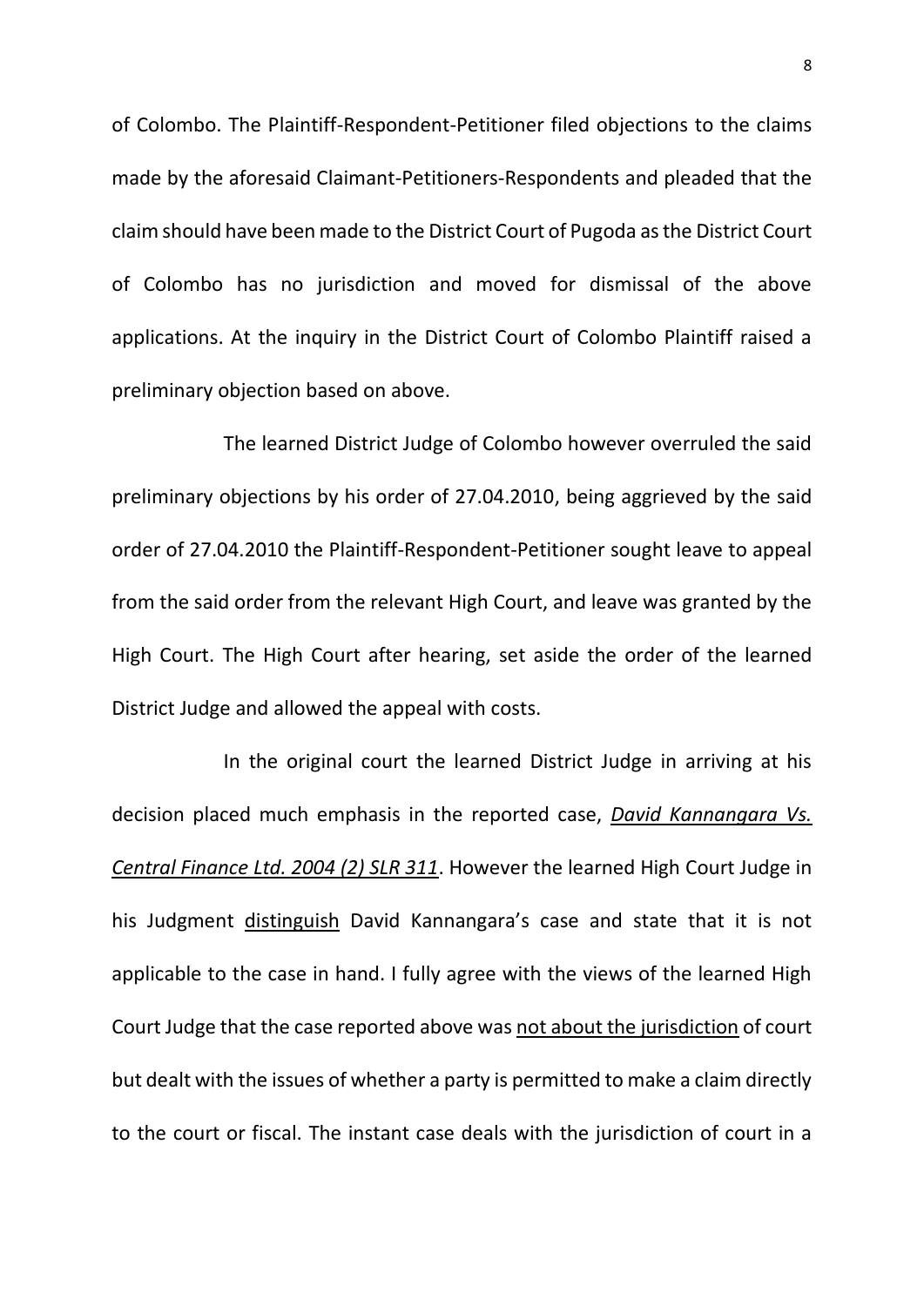of Colombo. The Plaintiff-Respondent-Petitioner filed objections to the claims made by the aforesaid Claimant-Petitioners-Respondents and pleaded that the claim should have been made to the District Court of Pugoda as the District Court of Colombo has no jurisdiction and moved for dismissal of the above applications. At the inquiry in the District Court of Colombo Plaintiff raised a preliminary objection based on above.

The learned District Judge of Colombo however overruled the said preliminary objections by his order of 27.04.2010, being aggrieved by the said order of 27.04.2010 the Plaintiff-Respondent-Petitioner sought leave to appeal from the said order from the relevant High Court, and leave was granted by the High Court. The High Court after hearing, set aside the order of the learned District Judge and allowed the appeal with costs.

In the original court the learned District Judge in arriving at his decision placed much emphasis in the reported case, <u>*David Kannangara Vs. Central Finance Ltd. 2004 (2) SLR 311*</u>. However the learned High Court Judge in his Judgment <u>distinguish</u> David Kannangara's case and state that it is not applicable to the case in hand. I fully agree with the views of the learned High Court Judge that the case reported above was <u>not about the jurisdiction</u> of court but dealt with the issues of whether a party is permitted to make a claim directly to the court or fiscal. The instant case deals with the jurisdiction of court in a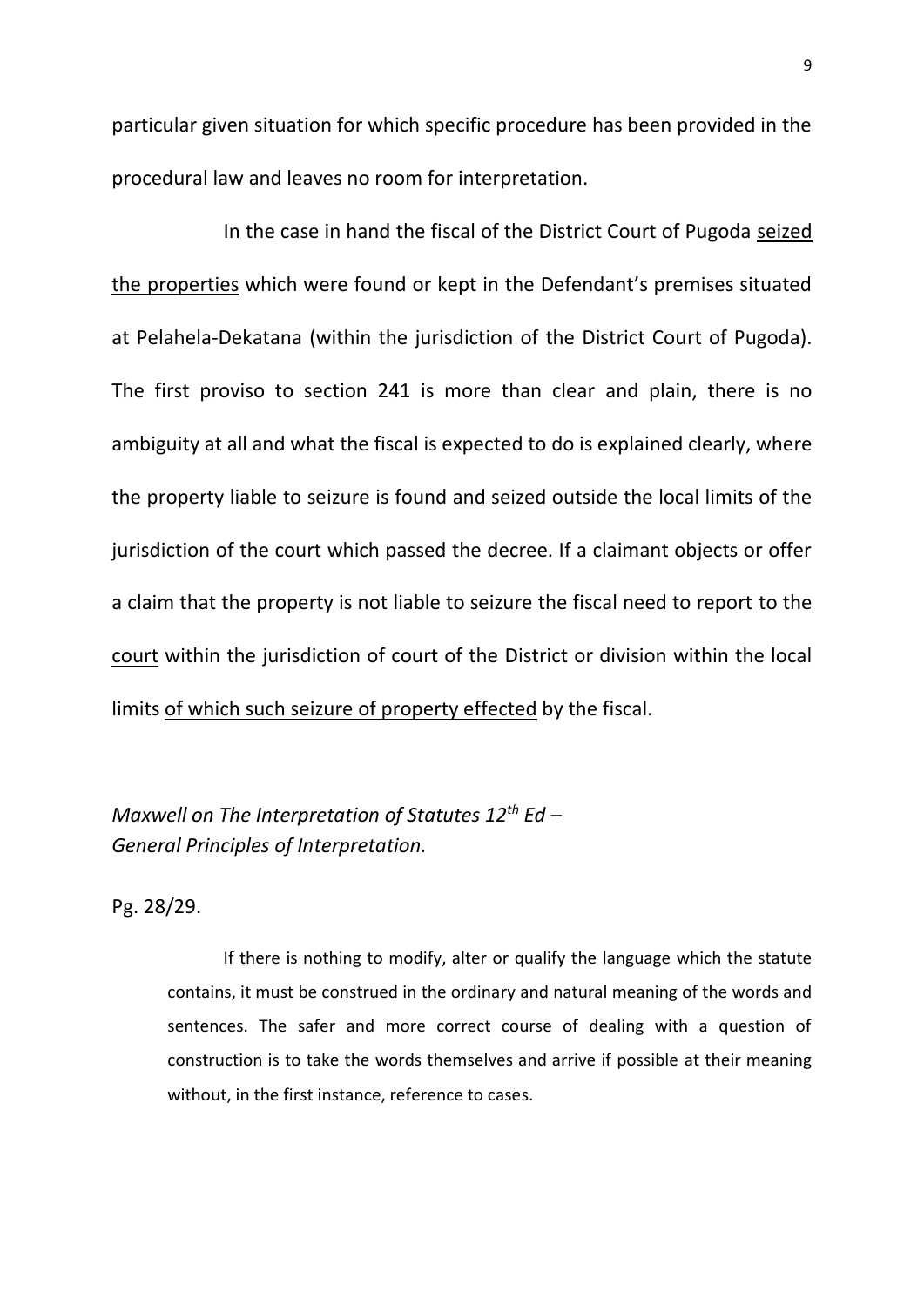particular given situation for which specific procedure has been provided in the procedural law and leaves no room for interpretation.

In the case in hand the fiscal of the District Court of Pugoda <u>seized the properties</u> which were found or kept in the Defendant's premises situated at Pelahela-Dekatana (within the jurisdiction of the District Court of Pugoda). The first proviso to section 241 is more than clear and plain, there is no ambiguity at all and what the fiscal is expected to do is explained clearly, where the property liable to seizure is found and seized outside the local limits of the jurisdiction of the court which passed the decree. If a claimant objects or offer a claim that the property is not liable to seizure the fiscal need to report <u>to the court</u> within the jurisdiction of court of the District or division within the local limits <u>of which such seizure of property effected</u> by the fiscal.

*Maxwell on The Interpretation of Statutes 12th Ed – General Principles of Interpretation.*

Pg. 28/29.

> If there is nothing to modify, alter or qualify the language which the statute contains, it must be construed in the ordinary and natural meaning of the words and sentences. The safer and more correct course of dealing with a question of construction is to take the words themselves and arrive if possible at their meaning without, in the first instance, reference to cases.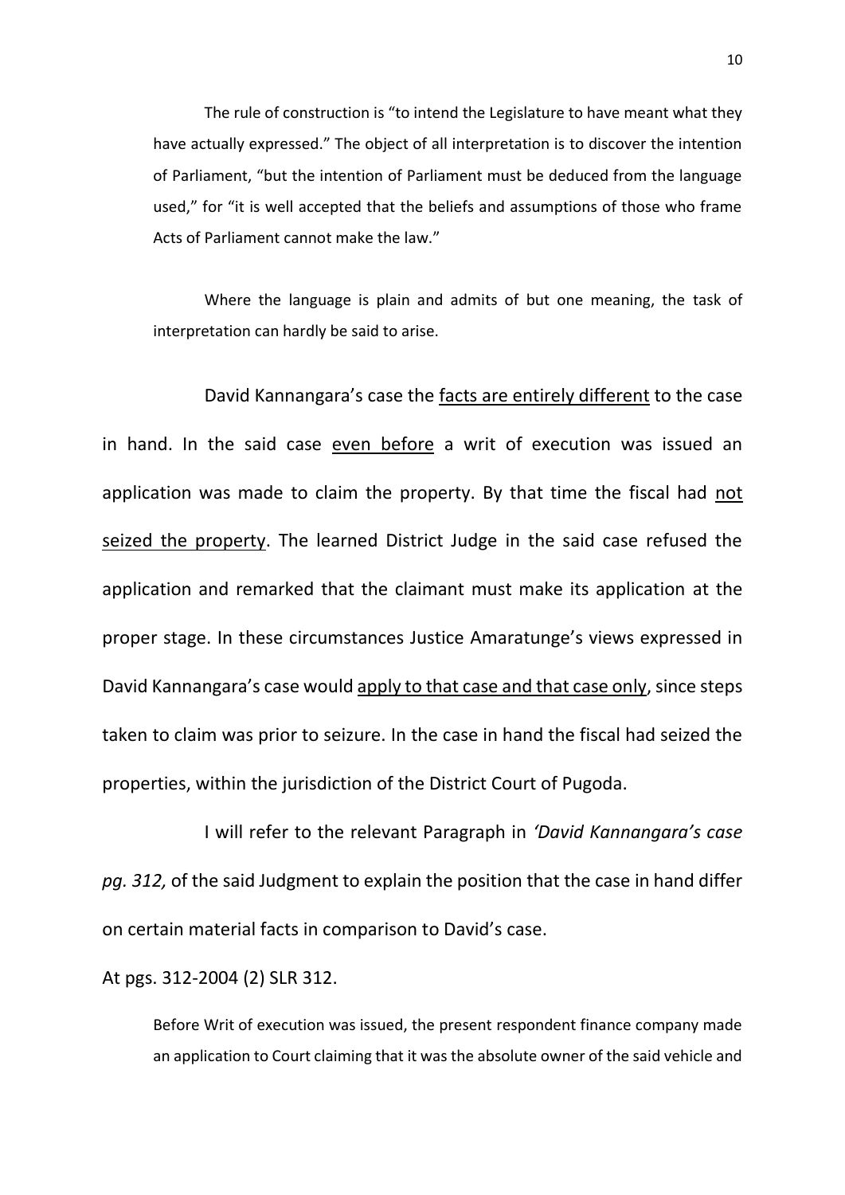The rule of construction is "to intend the Legislature to have meant what they have actually expressed." The object of all interpretation is to discover the intention of Parliament, "but the intention of Parliament must be deduced from the language used," for "it is well accepted that the beliefs and assumptions of those who frame Acts of Parliament cannot make the law."

Where the language is plain and admits of but one meaning, the task of interpretation can hardly be said to arise.

David Kannangara's case the <u>facts are entirely different</u> to the case in hand. In the said case <u>even before</u> a writ of execution was issued an application was made to claim the property. By that time the fiscal had <u>not seized the property</u>. The learned District Judge in the said case refused the application and remarked that the claimant must make its application at the proper stage. In these circumstances Justice Amaratunge's views expressed in David Kannangara's case would <u>apply to that case and that case only</u>, since steps taken to claim was prior to seizure. In the case in hand the fiscal had seized the properties, within the jurisdiction of the District Court of Pugoda.

I will refer to the relevant Paragraph in *'David Kannangara's case pg. 312,* of the said Judgment to explain the position that the case in hand differ on certain material facts in comparison to David's case.

At pgs. 312-2004 (2) SLR 312.

Before Writ of execution was issued, the present respondent finance company made an application to Court claiming that it was the absolute owner of the said vehicle and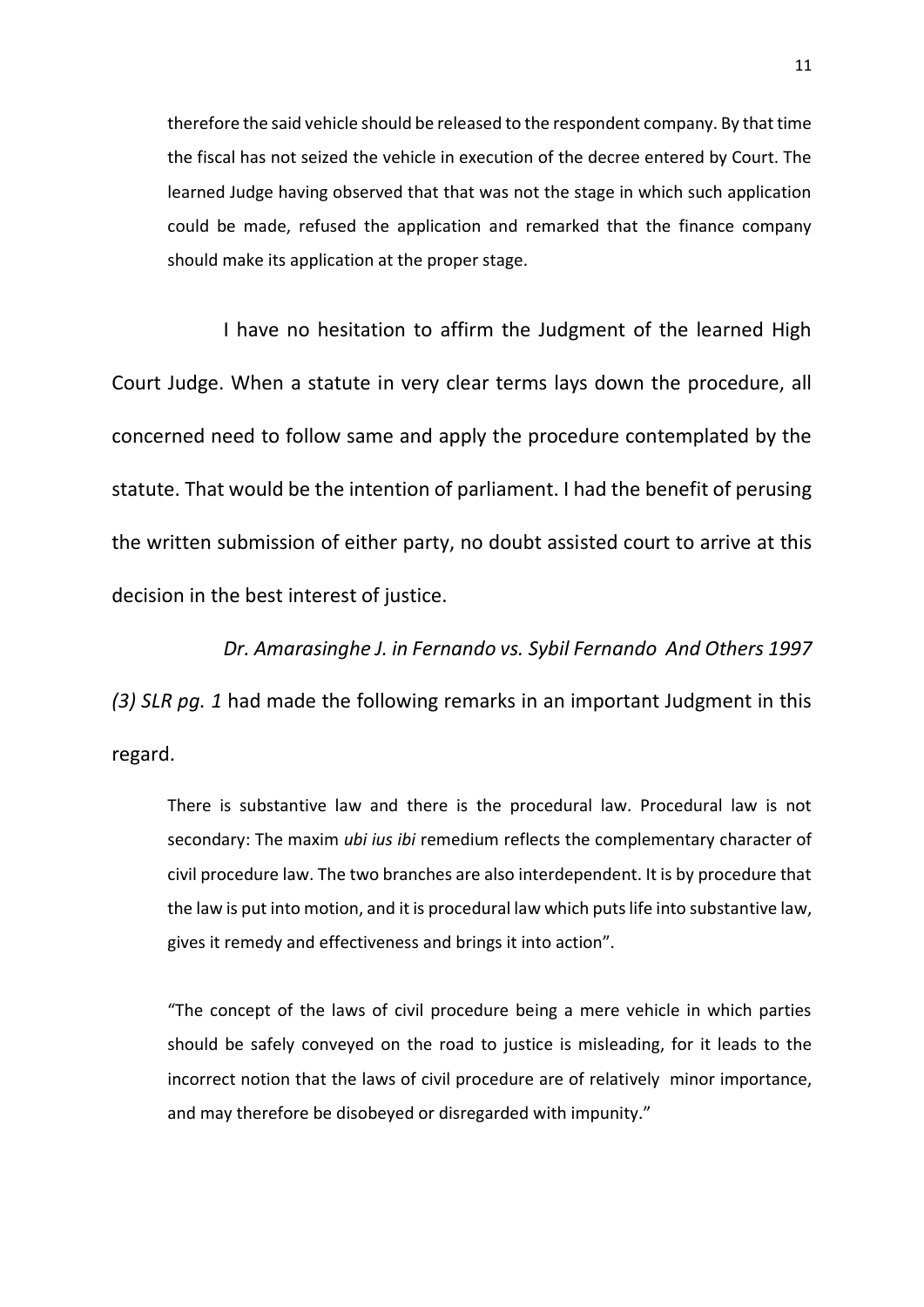> therefore the said vehicle should be released to the respondent company. By that time the fiscal has not seized the vehicle in execution of the decree entered by Court. The learned Judge having observed that that was not the stage in which such application could be made, refused the application and remarked that the finance company should make its application at the proper stage.

I have no hesitation to affirm the Judgment of the learned High Court Judge. When a statute in very clear terms lays down the procedure, all concerned need to follow same and apply the procedure contemplated by the statute. That would be the intention of parliament. I had the benefit of perusing the written submission of either party, no doubt assisted court to arrive at this decision in the best interest of justice.

*Dr. Amarasinghe J. in Fernando vs. Sybil Fernando And Others 1997 (3) SLR pg. 1* had made the following remarks in an important Judgment in this regard.

> There is substantive law and there is the procedural law. Procedural law is not secondary: The maxim *ubi ius ibi* remedium reflects the complementary character of civil procedure law. The two branches are also interdependent. It is by procedure that the law is put into motion, and it is procedural law which puts life into substantive law, gives it remedy and effectiveness and brings it into action".
>
> "The concept of the laws of civil procedure being a mere vehicle in which parties should be safely conveyed on the road to justice is misleading, for it leads to the incorrect notion that the laws of civil procedure are of relatively minor importance, and may therefore be disobeyed or disregarded with impunity."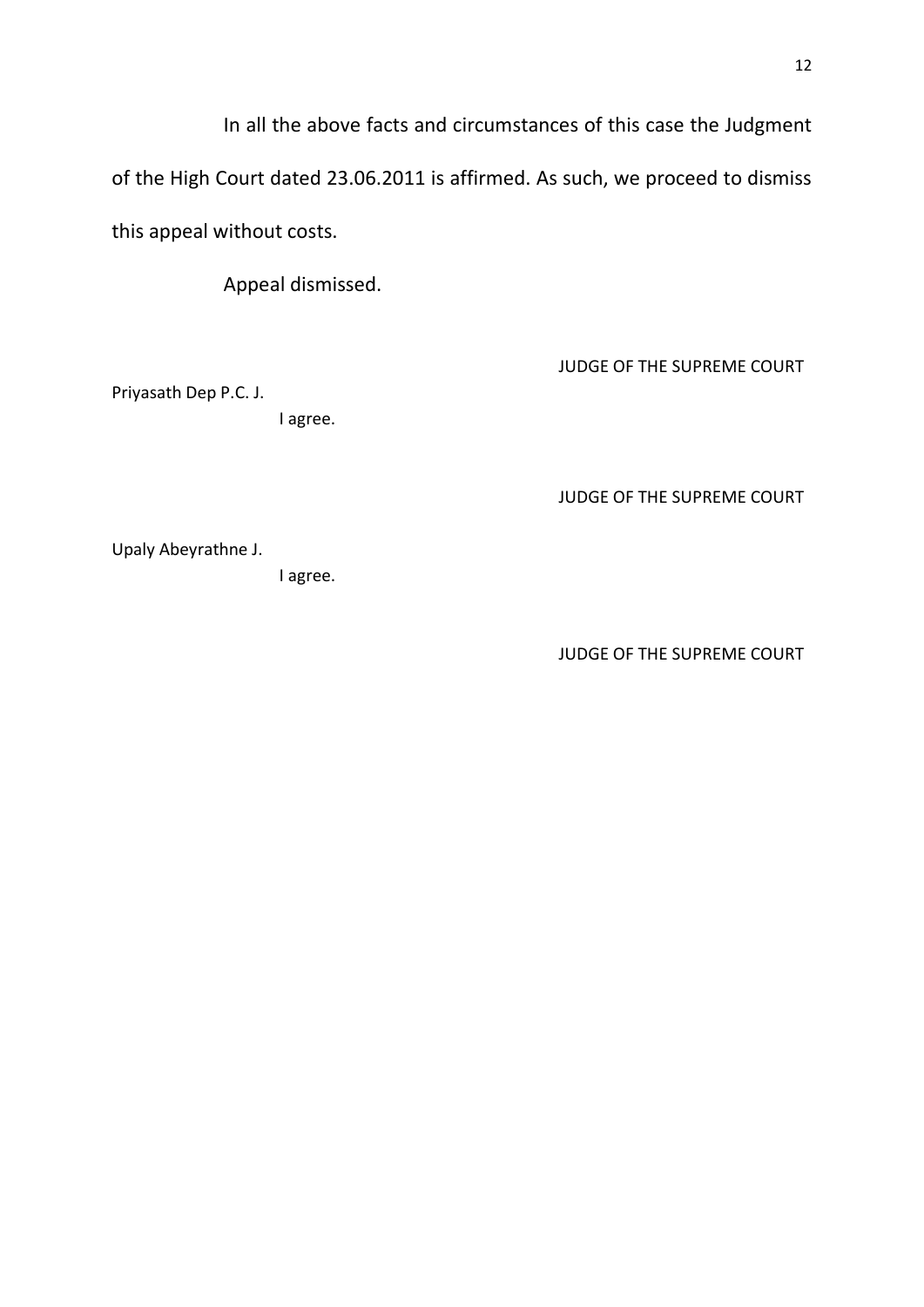In all the above facts and circumstances of this case the Judgment of the High Court dated 23.06.2011 is affirmed. As such, we proceed to dismiss this appeal without costs.

Appeal dismissed.

JUDGE OF THE SUPREME COURT

Priyasath Dep P.C. J.

I agree.

JUDGE OF THE SUPREME COURT

Upaly Abeyrathne J.

I agree.

JUDGE OF THE SUPREME COURT